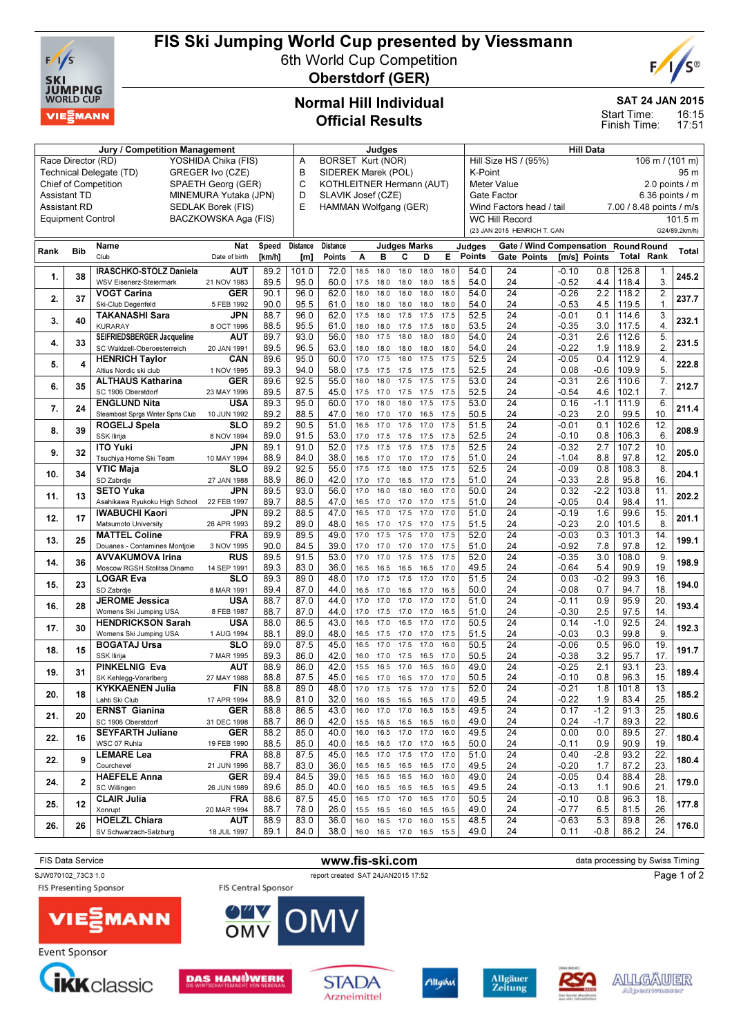# FIS Ski Jumping World Cup presented by Viessmann

6th World Cup Competition

**Oberstdorf (GER)**

## Normal Hill Individual

## Official Results

**SAT 24 JAN 2015**

Start Time: 16:15

Finish Time: 17:51

| Jury / Competition Management | | Judges | | Hill Data | |
|---|---|---|---|---|---|
| Race Director (RD) | YOSHIDA Chika (FIS) | A | BORSET Kurt (NOR) | Hill Size HS / (95%) | 106 m / (101 m) |
| Technical Delegate (TD) | GREGER Ivo (CZE) | B | SIDEREK Marek (POL) | K-Point | 95 m |
| Chief of Competition | SPAETH Georg (GER) | C | KOTHLEITNER Hermann (AUT) | Meter Value | 2.0 points / m |
| Assistant TD | MINEMURA Yutaka (JPN) | D | SLAVIK Josef (CZE) | Gate Factor | 6.36 points / m |
| Assistant RD | SEDLAK Borek (FIS) | E | HAMMAN Wolfgang (GER) | Wind Factors head / tail | 7.00 / 8.48 points / m/s |
| Equipment Control | BACZKOWSKA Aga (FIS) | | | WC Hill Record | 101.5 m |
| | | | | (23 JAN 2015 HENRICH T. CAN | G24/89.2km/h) |

| Rank | Bib | Name / Club | Nat / Date of birth | Speed [km/h] | Distance [m] | Distance Points | A | B | C | D | E | Judges Points | Gate | Gate Points | Wind [m/s] | Wind Points | Round Total | Round Rank | Total |
|---|---|---|---|---|---|---|---|---|---|---|---|---|---|---|---|---|---|---|---|
| 1. | 38 | IRASCHKO-STOLZ Daniela | AUT | 89.2 | 101.0 | 72.0 | 18.5 | 18.0 | 18.0 | 18.0 | 18.0 | 54.0 | 24 | | -0.10 | 0.8 | 126.8 | 1. | 245.2 |
| | | WSV Eisenerz-Steiermark | 21 NOV 1983 | 89.5 | 95.0 | 60.0 | 17.5 | 18.0 | 18.0 | 18.0 | 18.5 | 54.0 | 24 | | -0.52 | 4.4 | 118.4 | 3. | |
| 2. | 37 | VOGT Carina | GER | 90.1 | 96.0 | 62.0 | 18.0 | 18.0 | 18.0 | 18.0 | 18.0 | 54.0 | 24 | | -0.26 | 2.2 | 118.2 | 2. | 237.7 |
| | | Ski-Club Degenfeld | 5 FEB 1992 | 90.0 | 95.5 | 61.0 | 18.0 | 18.0 | 18.0 | 18.0 | 18.0 | 54.0 | 24 | | -0.53 | 4.5 | 119.5 | 1. | |
| 3. | 40 | TAKANASHI Sara | JPN | 88.7 | 96.0 | 62.0 | 17.5 | 18.0 | 17.5 | 17.5 | 17.5 | 52.5 | 24 | | -0.01 | 0.1 | 114.6 | 3. | 232.1 |
| | | KURARAY | 8 OCT 1996 | 88.5 | 95.5 | 61.0 | 18.0 | 18.0 | 17.5 | 17.5 | 18.0 | 53.5 | 24 | | -0.35 | 3.0 | 117.5 | 4. | |
| 4. | 33 | SEIFRIEDSBERGER Jacqueline | AUT | 89.7 | 93.0 | 56.0 | 18.0 | 17.5 | 18.0 | 18.0 | 18.0 | 54.0 | 24 | | -0.31 | 2.6 | 112.6 | 5. | 231.5 |
| | | SC Waldzell-Oberoesterreich | 20 JAN 1991 | 89.5 | 96.5 | 63.0 | 18.0 | 18.0 | 18.0 | 18.0 | 18.0 | 54.0 | 24 | | -0.22 | 1.9 | 118.9 | 2. | |
| 5. | 4 | HENRICH Taylor | CAN | 89.6 | 95.0 | 60.0 | 17.0 | 17.5 | 18.0 | 17.5 | 17.5 | 52.5 | 24 | | -0.05 | 0.4 | 112.9 | 4. | 222.8 |
| | | Altius Nordic ski club | 1 NOV 1995 | 89.3 | 94.0 | 58.0 | 17.5 | 17.5 | 17.5 | 17.5 | 17.5 | 52.5 | 24 | | 0.08 | -0.6 | 109.9 | 5. | |
| 6. | 35 | ALTHAUS Katharina | GER | 89.6 | 92.5 | 55.0 | 18.0 | 18.0 | 17.5 | 17.5 | 17.5 | 53.0 | 24 | | -0.31 | 2.6 | 110.6 | 7. | 212.7 |
| | | SC 1906 Oberstdorf | 23 MAY 1996 | 89.5 | 87.5 | 45.0 | 17.5 | 17.0 | 17.5 | 17.5 | 17.5 | 52.5 | 24 | | -0.54 | 4.6 | 102.1 | 7. | |
| 7. | 24 | ENGLUND Nita | USA | 89.3 | 95.0 | 60.0 | 17.0 | 18.0 | 18.0 | 17.5 | 17.5 | 53.0 | 24 | | 0.16 | -1.1 | 111.9 | 6. | 211.4 |
| | | Steamboat Sprgs Winter Sprts Club | 10 JUN 1992 | 89.2 | 88.5 | 47.0 | 16.0 | 17.0 | 17.0 | 16.5 | 17.5 | 50.5 | 24 | | -0.23 | 2.0 | 99.5 | 10. | |
| 8. | 39 | ROGELJ Spela | SLO | 89.2 | 90.5 | 51.0 | 16.5 | 17.0 | 17.5 | 17.0 | 17.5 | 51.5 | 24 | | -0.01 | 0.1 | 102.6 | 12. | 208.9 |
| | | SSK Ilirija | 8 NOV 1994 | 89.0 | 91.5 | 53.0 | 17.0 | 17.5 | 17.5 | 17.5 | 17.5 | 52.5 | 24 | | -0.10 | 0.8 | 106.3 | 6. | |
| 9. | 32 | ITO Yuki | JPN | 89.1 | 91.0 | 52.0 | 17.5 | 17.5 | 17.5 | 17.5 | 17.5 | 52.5 | 24 | | -0.32 | 2.7 | 107.2 | 10. | 205.0 |
| | | Tsuchiya Home Ski Team | 10 MAY 1994 | 88.9 | 84.0 | 38.0 | 16.5 | 17.0 | 17.0 | 17.0 | 17.5 | 51.0 | 24 | | -1.04 | 8.8 | 97.8 | 12. | |
| 10. | 34 | VTIC Maja | SLO | 89.2 | 92.5 | 55.0 | 17.5 | 17.5 | 18.0 | 17.5 | 17.5 | 52.5 | 24 | | -0.09 | 0.8 | 108.3 | 8. | 204.1 |
| | | SD Zabrdje | 27 JAN 1988 | 88.9 | 86.0 | 42.0 | 17.0 | 17.0 | 16.5 | 17.0 | 17.5 | 51.0 | 24 | | -0.33 | 2.8 | 95.8 | 16. | |
| 11. | 13 | SETO Yuka | JPN | 89.5 | 93.0 | 56.0 | 17.0 | 16.0 | 18.0 | 16.0 | 17.0 | 50.0 | 24 | | 0.32 | -2.2 | 103.8 | 11. | 202.2 |
| | | Asahikawa Ryukoku High School | 22 FEB 1997 | 89.7 | 88.5 | 47.0 | 16.5 | 17.0 | 17.0 | 17.0 | 17.0 | 51.0 | 24 | | -0.05 | 0.4 | 98.4 | 11. | |
| 12. | 17 | IWABUCHI Kaori | JPN | 89.2 | 88.5 | 47.0 | 16.5 | 17.0 | 17.5 | 17.0 | 17.0 | 51.0 | 24 | | -0.19 | 1.6 | 99.6 | 15. | 201.1 |
| | | Matsumoto University | 28 APR 1993 | 89.2 | 89.0 | 48.0 | 16.5 | 17.0 | 17.5 | 17.0 | 17.5 | 51.5 | 24 | | -0.23 | 2.0 | 101.5 | 8. | |
| 13. | 25 | MATTEL Coline | FRA | 89.9 | 89.5 | 49.0 | 17.0 | 17.5 | 17.5 | 17.0 | 17.5 | 52.0 | 24 | | -0.03 | 0.3 | 101.3 | 14. | 199.1 |
| | | Douanes - Contamines Montjoie | 3 NOV 1995 | 90.0 | 84.5 | 39.0 | 17.0 | 17.0 | 17.0 | 17.0 | 17.0 | 51.0 | 24 | | -0.92 | 7.8 | 97.8 | 12. | |
| 14. | 36 | AVVAKUMOVA Irina | RUS | 89.5 | 91.5 | 53.0 | 17.0 | 17.0 | 17.5 | 17.5 | 17.5 | 52.0 | 24 | | -0.35 | 3.0 | 108.0 | 9. | 198.9 |
| | | Moscow RGSH Stolitsa Dinamo | 14 SEP 1991 | 89.3 | 83.0 | 36.0 | 16.5 | 16.5 | 16.5 | 16.5 | 17.0 | 49.5 | 24 | | -0.64 | 5.4 | 90.9 | 19. | |
| 15. | 23 | LOGAR Eva | SLO | 89.3 | 89.0 | 48.0 | 17.0 | 17.5 | 17.5 | 17.0 | 17.0 | 51.5 | 24 | | 0.03 | -0.2 | 99.3 | 16. | 194.0 |
| | | SD Zabrdje | 8 MAR 1991 | 89.4 | 87.0 | 44.0 | 16.5 | 17.0 | 16.5 | 17.0 | 16.5 | 50.0 | 24 | | -0.08 | 0.7 | 94.7 | 18. | |
| 16. | 28 | JEROME Jessica | USA | 88.7 | 87.0 | 44.0 | 17.0 | 17.0 | 17.0 | 17.0 | 17.0 | 51.0 | 24 | | -0.11 | 0.9 | 95.9 | 20. | 193.4 |
| | | Womens Ski Jumping USA | 8 FEB 1987 | 88.7 | 87.0 | 44.0 | 17.0 | 17.5 | 17.0 | 17.0 | 16.5 | 51.0 | 24 | | -0.30 | 2.5 | 97.5 | 14. | |
| 17. | 30 | HENDRICKSON Sarah | USA | 88.0 | 86.5 | 43.0 | 16.5 | 17.0 | 16.5 | 17.0 | 17.0 | 50.5 | 24 | | 0.14 | -1.0 | 92.5 | 24. | 192.3 |
| | | Womens Ski Jumping USA | 1 AUG 1994 | 88.1 | 89.0 | 48.0 | 16.5 | 17.5 | 17.0 | 17.0 | 17.5 | 51.5 | 24 | | -0.03 | 0.3 | 99.8 | 9. | |
| 18. | 15 | BOGATAJ Ursa | SLO | 89.0 | 87.5 | 45.0 | 16.5 | 17.0 | 17.5 | 17.0 | 16.0 | 50.5 | 24 | | -0.06 | 0.5 | 96.0 | 19. | 191.7 |
| | | SSK Ilirija | 7 MAR 1995 | 89.3 | 86.0 | 42.0 | 16.0 | 17.0 | 17.5 | 16.5 | 17.0 | 50.5 | 24 | | -0.38 | 3.2 | 95.7 | 17. | |
| 19. | 31 | PINKELNIG Eva | AUT | 88.9 | 86.0 | 42.0 | 15.5 | 16.5 | 17.0 | 16.5 | 16.0 | 49.0 | 24 | | -0.25 | 2.1 | 93.1 | 23. | 189.4 |
| | | SK Kehlegg-Vorarlberg | 27 MAY 1988 | 88.8 | 87.5 | 45.0 | 16.5 | 17.0 | 16.5 | 17.0 | 17.0 | 50.5 | 24 | | -0.10 | 0.8 | 96.3 | 15. | |
| 20. | 18 | KYKKAENEN Julia | FIN | 88.8 | 89.0 | 48.0 | 17.0 | 17.5 | 17.5 | 17.0 | 17.5 | 52.0 | 24 | | -0.21 | 1.8 | 101.8 | 13. | 185.2 |
| | | Lahti Ski Club | 17 APR 1994 | 88.9 | 81.0 | 32.0 | 16.0 | 16.5 | 16.5 | 16.5 | 17.0 | 49.5 | 24 | | -0.22 | 1.9 | 83.4 | 25. | |
| 21. | 20 | ERNST Gianina | GER | 88.8 | 86.5 | 43.0 | 16.0 | 17.0 | 17.0 | 16.5 | 15.5 | 49.5 | 24 | | 0.17 | -1.2 | 91.3 | 25. | 180.6 |
| | | SC 1906 Oberstdorf | 31 DEC 1998 | 88.7 | 86.0 | 42.0 | 15.5 | 16.5 | 16.5 | 16.5 | 17.0 | 49.0 | 24 | | 0.24 | -1.7 | 89.3 | 22. | |
| 22. | 16 | SEYFARTH Juliane | GER | 88.2 | 85.0 | 40.0 | 16.0 | 16.5 | 17.0 | 17.0 | 16.0 | 49.5 | 24 | | 0.00 | 0.0 | 89.5 | 27. | 180.4 |
| | | WSC 07 Ruhla | 19 FEB 1990 | 88.5 | 85.0 | 40.0 | 16.5 | 16.5 | 17.0 | 17.0 | 16.5 | 50.0 | 24 | | -0.11 | 0.9 | 90.9 | 19. | |
| 22. | 9 | LEMARE Lea | FRA | 88.8 | 87.5 | 45.0 | 16.5 | 17.0 | 17.5 | 17.0 | 17.0 | 51.0 | 24 | | 0.40 | -2.8 | 93.2 | 22. | 180.4 |
| | | Courchevel | 21 JUN 1996 | 88.7 | 83.0 | 36.0 | 16.5 | 16.5 | 16.5 | 16.5 | 17.0 | 49.5 | 24 | | -0.20 | 1.7 | 87.2 | 23. | |
| 24. | 2 | HAEFELE Anna | GER | 89.4 | 84.5 | 39.0 | 16.5 | 16.5 | 16.5 | 16.0 | 16.5 | 49.0 | 24 | | -0.05 | 0.4 | 88.4 | 28. | 179.0 |
| | | SC Willingen | 26 JUN 1989 | 89.6 | 85.0 | 40.0 | 16.0 | 16.5 | 16.5 | 16.5 | 16.5 | 49.5 | 24 | | -0.13 | 1.1 | 90.6 | 21. | |
| 25. | 12 | CLAIR Julia | FRA | 88.6 | 87.5 | 45.0 | 16.5 | 17.0 | 17.0 | 16.5 | 17.0 | 50.5 | 24 | | -0.10 | 0.8 | 96.3 | 18. | 177.8 |
| | | Xonrupt | 20 MAR 1994 | 88.7 | 78.0 | 26.0 | 15.5 | 16.5 | 16.0 | 16.5 | 16.5 | 49.0 | 24 | | -0.77 | 6.5 | 81.5 | 26. | |
| 26. | 26 | HOELZL Chiara | AUT | 88.9 | 83.0 | 36.0 | 16.0 | 16.5 | 17.0 | 16.0 | 15.5 | 48.5 | 24 | | -0.63 | 5.3 | 89.8 | 26. | 176.0 |
| | | SV Schwarzach-Salzburg | 18 JUL 1997 | 89.1 | 84.0 | 38.0 | 16.0 | 16.5 | 17.0 | 16.5 | 15.5 | 49.0 | 24 | | 0.11 | -0.8 | 86.2 | 24. | |

FIS Data Service — www.fis-ski.com — data processing by Swiss Timing

SJW070102_73C3 1.0 — report created SAT 24JAN2015 17:52

FIS Presenting Sponsor — FIS Central Sponsor

Event Sponsor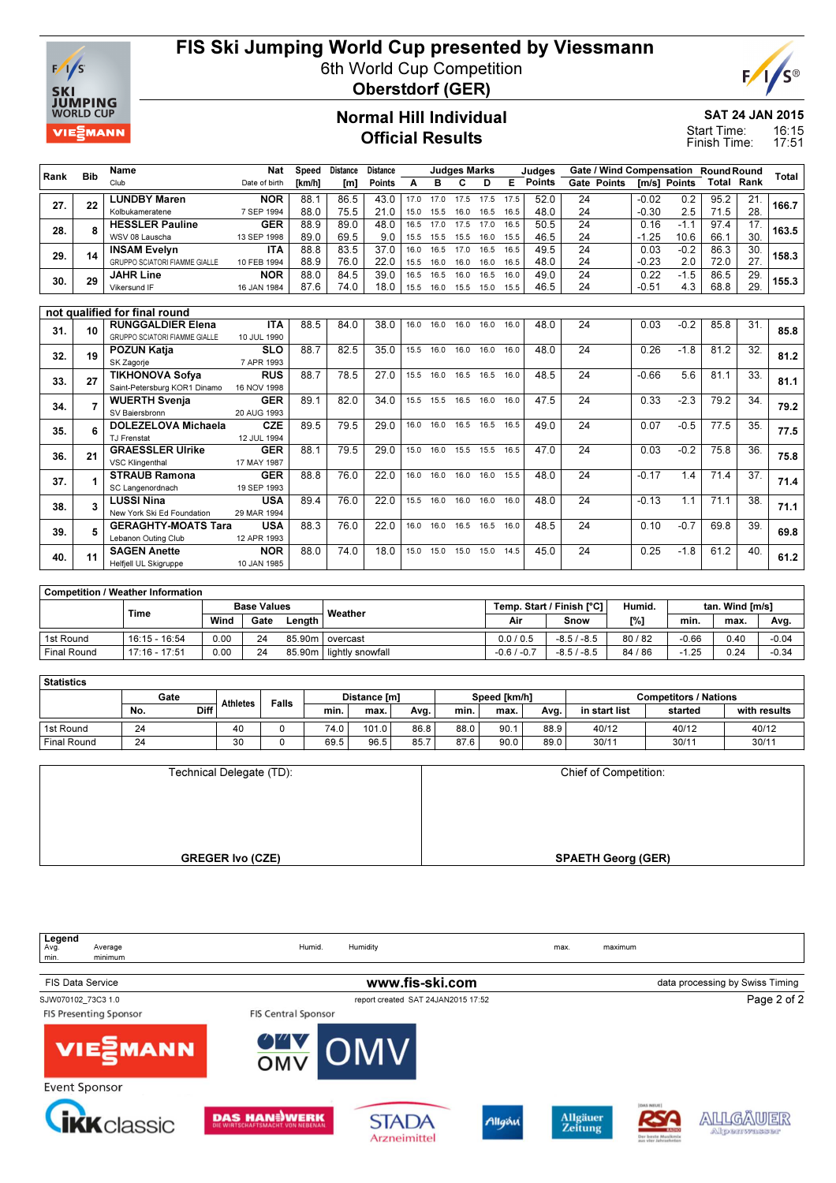# FIS Ski Jumping World Cup presented by Viessmann

6th World Cup Competition

**Oberstdorf (GER)**

## Normal Hill Individual
## Official Results

**SAT 24 JAN 2015**

Start Time: 16:15
Finish Time: 17:51

| Rank | Bib | Name / Club | Nat / Date of birth | Speed [km/h] | Distance [m] | Distance Points | A | B | C | D | E | Judges Points | Gate | Gate Points | Wind [m/s] | Wind Points | Round Total | Round Rank | Total |
|---|---|---|---|---|---|---|---|---|---|---|---|---|---|---|---|---|---|---|---|
| 27. | 22 | LUNDBY Maren / Kolbukameratene | NOR / 7 SEP 1994 | 88.1 | 86.5 | 43.0 | 17.0 | 17.0 | 17.5 | 17.5 | 17.5 | 52.0 | 24 | | -0.02 | 0.2 | 95.2 | 21. | 166.7 |
| | | | | 88.0 | 75.5 | 21.0 | 15.0 | 15.5 | 16.0 | 16.5 | 16.5 | 48.0 | 24 | | -0.30 | 2.5 | 71.5 | 28. | |
| 28. | 8 | HESSLER Pauline / WSV 08 Lauscha | GER / 13 SEP 1998 | 88.9 | 89.0 | 48.0 | 16.5 | 17.0 | 17.5 | 17.0 | 16.5 | 50.5 | 24 | | 0.16 | -1.1 | 97.4 | 17. | 163.5 |
| | | | | 89.0 | 69.5 | 9.0 | 15.5 | 15.5 | 15.5 | 16.0 | 15.5 | 46.5 | 24 | | -1.25 | 10.6 | 66.1 | 30. | |
| 29. | 14 | INSAM Evelyn / GRUPPO SCIATORI FIAMME GIALLE | ITA / 10 FEB 1994 | 88.8 | 83.5 | 37.0 | 16.0 | 16.5 | 17.0 | 16.5 | 16.5 | 49.5 | 24 | | 0.03 | -0.2 | 86.3 | 30. | 158.3 |
| | | | | 88.9 | 76.0 | 22.0 | 15.5 | 16.0 | 16.0 | 16.0 | 16.5 | 48.0 | 24 | | -0.23 | 2.0 | 72.0 | 27. | |
| 30. | 29 | JAHR Line / Vikersund IF | NOR / 16 JAN 1984 | 88.0 | 84.5 | 39.0 | 16.5 | 16.5 | 16.0 | 16.5 | 16.0 | 49.0 | 24 | | 0.22 | -1.5 | 86.5 | 29. | 155.3 |
| | | | | 87.6 | 74.0 | 18.0 | 15.5 | 16.0 | 15.5 | 15.0 | 15.5 | 46.5 | 24 | | -0.51 | 4.3 | 68.8 | 29. | |

**not qualified for final round**

| Rank | Bib | Name / Club | Nat / Date of birth | Speed [km/h] | Distance [m] | Distance Points | A | B | C | D | E | Judges Points | Gate | Gate Points | Wind [m/s] | Wind Points | Round Total | Round Rank | Total |
|---|---|---|---|---|---|---|---|---|---|---|---|---|---|---|---|---|---|---|---|
| 31. | 10 | RUNGGALDIER Elena / GRUPPO SCIATORI FIAMME GIALLE | ITA / 10 JUL 1990 | 88.5 | 84.0 | 38.0 | 16.0 | 16.0 | 16.0 | 16.0 | 16.0 | 48.0 | 24 | | 0.03 | -0.2 | 85.8 | 31. | 85.8 |
| 32. | 19 | POZUN Katja / SK Zagorje | SLO / 7 APR 1993 | 88.7 | 82.5 | 35.0 | 15.5 | 16.0 | 16.0 | 16.0 | 16.0 | 48.0 | 24 | | 0.26 | -1.8 | 81.2 | 32. | 81.2 |
| 33. | 27 | TIKHONOVA Sofya / Saint-Petersburg KOR1 Dinamo | RUS / 16 NOV 1998 | 88.7 | 78.5 | 27.0 | 15.5 | 16.0 | 16.5 | 16.5 | 16.0 | 48.5 | 24 | | -0.66 | 5.6 | 81.1 | 33. | 81.1 |
| 34. | 7 | WUERTH Svenja / SV Baiersbronn | GER / 20 AUG 1993 | 89.1 | 82.0 | 34.0 | 15.5 | 15.5 | 16.5 | 16.0 | 16.0 | 47.5 | 24 | | 0.33 | -2.3 | 79.2 | 34. | 79.2 |
| 35. | 6 | DOLEZELOVA Michaela / TJ Frenstat | CZE / 12 JUL 1994 | 89.5 | 79.5 | 29.0 | 16.0 | 16.0 | 16.5 | 16.5 | 16.5 | 49.0 | 24 | | 0.07 | -0.5 | 77.5 | 35. | 77.5 |
| 36. | 21 | GRAESSLER Ulrike / VSC Klingenthal | GER / 17 MAY 1987 | 88.1 | 79.5 | 29.0 | 15.0 | 16.0 | 15.5 | 15.5 | 16.5 | 47.0 | 24 | | 0.03 | -0.2 | 75.8 | 36. | 75.8 |
| 37. | 1 | STRAUB Ramona / SC Langenordnach | GER / 19 SEP 1993 | 88.8 | 76.0 | 22.0 | 16.0 | 16.0 | 16.0 | 16.0 | 15.5 | 48.0 | 24 | | -0.17 | 1.4 | 71.4 | 37. | 71.4 |
| 38. | 3 | LUSSI Nina / New York Ski Ed Foundation | USA / 29 MAR 1994 | 89.4 | 76.0 | 22.0 | 15.5 | 16.0 | 16.0 | 16.0 | 16.0 | 48.0 | 24 | | -0.13 | 1.1 | 71.1 | 38. | 71.1 |
| 39. | 5 | GERAGHTY-MOATS Tara / Lebanon Outing Club | USA / 12 APR 1993 | 88.3 | 76.0 | 22.0 | 16.0 | 16.0 | 16.5 | 16.5 | 16.0 | 48.5 | 24 | | 0.10 | -0.7 | 69.8 | 39. | 69.8 |
| 40. | 11 | SAGEN Anette / Helfjell UL Skigruppe | NOR / 10 JAN 1985 | 88.0 | 74.0 | 18.0 | 15.0 | 15.0 | 15.0 | 15.0 | 14.5 | 45.0 | 24 | | 0.25 | -1.8 | 61.2 | 40. | 61.2 |

**Competition / Weather Information**

| | Time | Base Values Wind | Base Values Gate | Base Values Length | Weather | Temp. Start / Finish [°C] Air | Temp. Start / Finish [°C] Snow | Humid. [%] | tan. Wind [m/s] min. | tan. Wind [m/s] max. | tan. Wind [m/s] Avg. |
|---|---|---|---|---|---|---|---|---|---|---|---|
| 1st Round | 16:15 - 16:54 | 0.00 | 24 | 85.90m | overcast | 0.0 / 0.5 | -8.5 / -8.5 | 80 / 82 | -0.66 | 0.40 | -0.04 |
| Final Round | 17:16 - 17:51 | 0.00 | 24 | 85.90m | lightly snowfall | -0.6 / -0.7 | -8.5 / -8.5 | 84 / 86 | -1.25 | 0.24 | -0.34 |

**Statistics**

| | Gate No. | Gate Diff | Athletes | Falls | Distance [m] min. | Distance [m] max. | Distance [m] Avg. | Speed [km/h] min. | Speed [km/h] max. | Speed [km/h] Avg. | Competitors / Nations in start list | Competitors / Nations started | Competitors / Nations with results |
|---|---|---|---|---|---|---|---|---|---|---|---|---|---|
| 1st Round | 24 | | 40 | 0 | 74.0 | 101.0 | 86.8 | 88.0 | 90.1 | 88.9 | 40/12 | 40/12 | 40/12 |
| Final Round | 24 | | 30 | 0 | 69.5 | 96.5 | 85.7 | 87.6 | 90.0 | 89.0 | 30/11 | 30/11 | 30/11 |

| Technical Delegate (TD): | Chief of Competition: |
|---|---|
| **GREGER Ivo (CZE)** | **SPAETH Georg (GER)** |

**Legend**
Avg. Average — min. minimum — Humid. Humidity — max. maximum

FIS Data Service — www.fis-ski.com — data processing by Swiss Timing

SJW070102_73C3 1.0 — report created SAT 24JAN2015 17:52

FIS Presenting Sponsor: VIESSMANN — FIS Central Sponsor: OMV

Event Sponsor: IKK classic, DAS HANDWERK, STADA Arzneimittel, Allgäu, Allgäuer Zeitung, RSA Radio, ALLGÄUER Alpenwasser